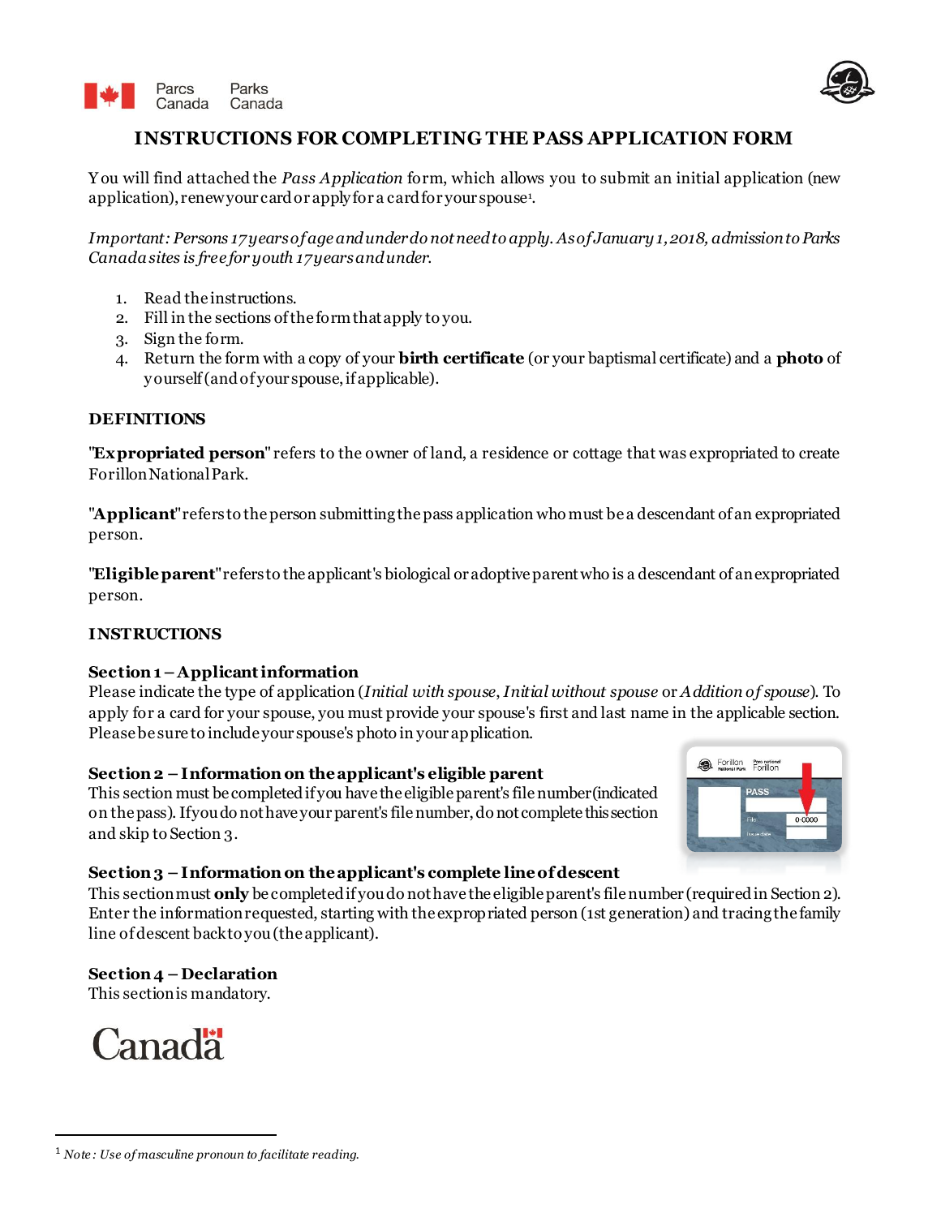# INSTRUCTIONS FOR COMPLETING THE PASS APPLICATION FORM

You will find attached the *Pass Application* form, which allows you to submit an initial application (new application), renew your card or apply for a card for your spouse[1].

*Important: Persons 17 years of age and under do not need to apply. As of January 1, 2018, admission to Parks Canada sites is free for youth 17 years and under.*

1. Read the instructions.
2. Fill in the sections of the form that apply to you.
3. Sign the form.
4. Return the form with a copy of your **birth certificate** (or your baptismal certificate) and a **photo** of yourself (and of your spouse, if applicable).

## DEFINITIONS

"**Expropriated person**" refers to the owner of land, a residence or cottage that was expropriated to create Forillon National Park.

"**Applicant**" refers to the person submitting the pass application who must be a descendant of an expropriated person.

"**Eligible parent**" refers to the applicant's biological or adoptive parent who is a descendant of an expropriated person.

## INSTRUCTIONS

### Section 1 – Applicant information

Please indicate the type of application (*Initial with spouse*, *Initial without spouse* or *Addition of spouse*). To apply for a card for your spouse, you must provide your spouse's first and last name in the applicable section. Please be sure to include your spouse's photo in your application.

### Section 2 – Information on the applicant's eligible parent

This section must be completed if you have the eligible parent's file number (indicated on the pass). If you do not have your parent's file number, do not complete this section and skip to Section 3.

### Section 3 – Information on the applicant's complete line of descent

This section must **only** be completed if you do not have the eligible parent's file number (required in Section 2). Enter the information requested, starting with the expropriated person (1st generation) and tracing the family line of descent back to you (the applicant).

### Section 4 – Declaration

This section is mandatory.

[1] *Note: Use of masculine pronoun to facilitate reading.*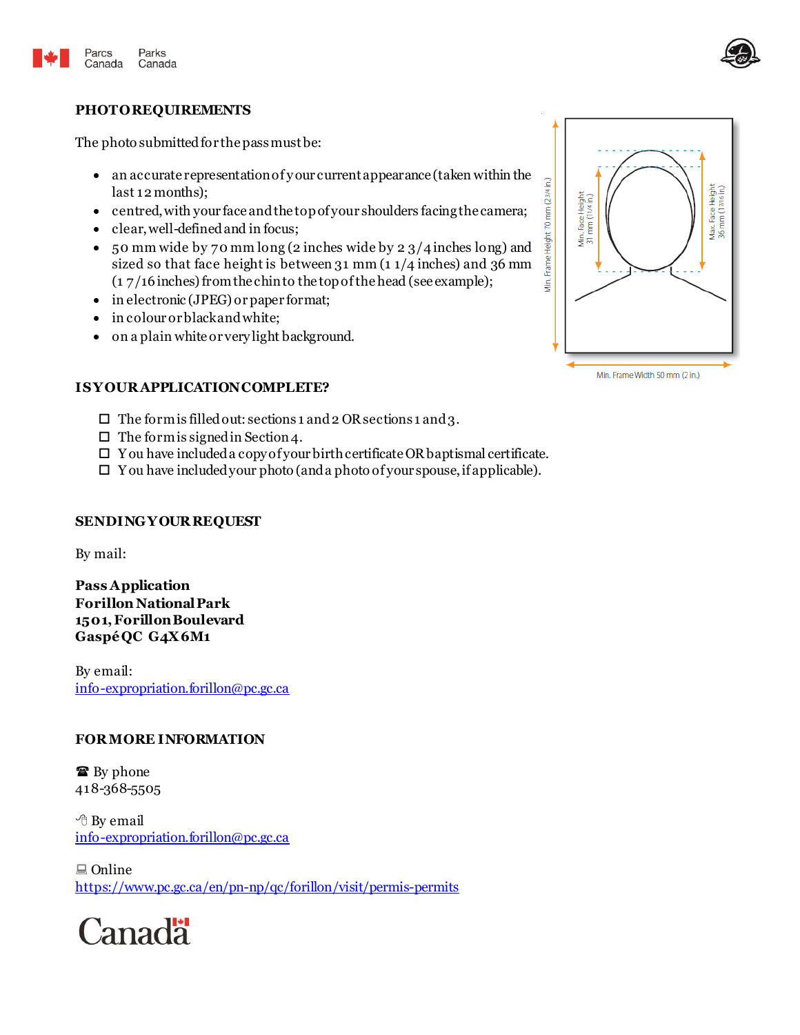## PHOTO REQUIREMENTS

The photo submitted for the pass must be:

- an accurate representation of your current appearance (taken within the last 12 months);
- centred, with your face and the top of your shoulders facing the camera;
- clear, well-defined and in focus;
- 50 mm wide by 70 mm long (2 inches wide by 2 3/4 inches long) and sized so that face height is between 31 mm (1 1/4 inches) and 36 mm (1 7/16 inches) from the chin to the top of the head (see example);
- in electronic (JPEG) or paper format;
- in colour or black and white;
- on a plain white or very light background.

Min. Frame Height 70 mm (2 3/4 in.)
Min. Face Height 31 mm (1 1/4 in.)
Max. Face Height 36 mm (1 7/16 in.)
Min. Frame Width 50 mm (2 in.)

## IS YOUR APPLICATION COMPLETE?

- ☐ The form is filled out: sections 1 and 2 OR sections 1 and 3.
- ☐ The form is signed in Section 4.
- ☐ You have included a copy of your birth certificate OR baptismal certificate.
- ☐ You have included your photo (and a photo of your spouse, if applicable).

## SENDING YOUR REQUEST

By mail:

**Pass Application**
**Forillon National Park**
**1501, Forillon Boulevard**
**Gaspé QC G4X 6M1**

By email:
info-expropriation.forillon@pc.gc.ca

## FOR MORE INFORMATION

☎ By phone
418-368-5505

By email
info-expropriation.forillon@pc.gc.ca

Online
https://www.pc.gc.ca/en/pn-np/qc/forillon/visit/permis-permits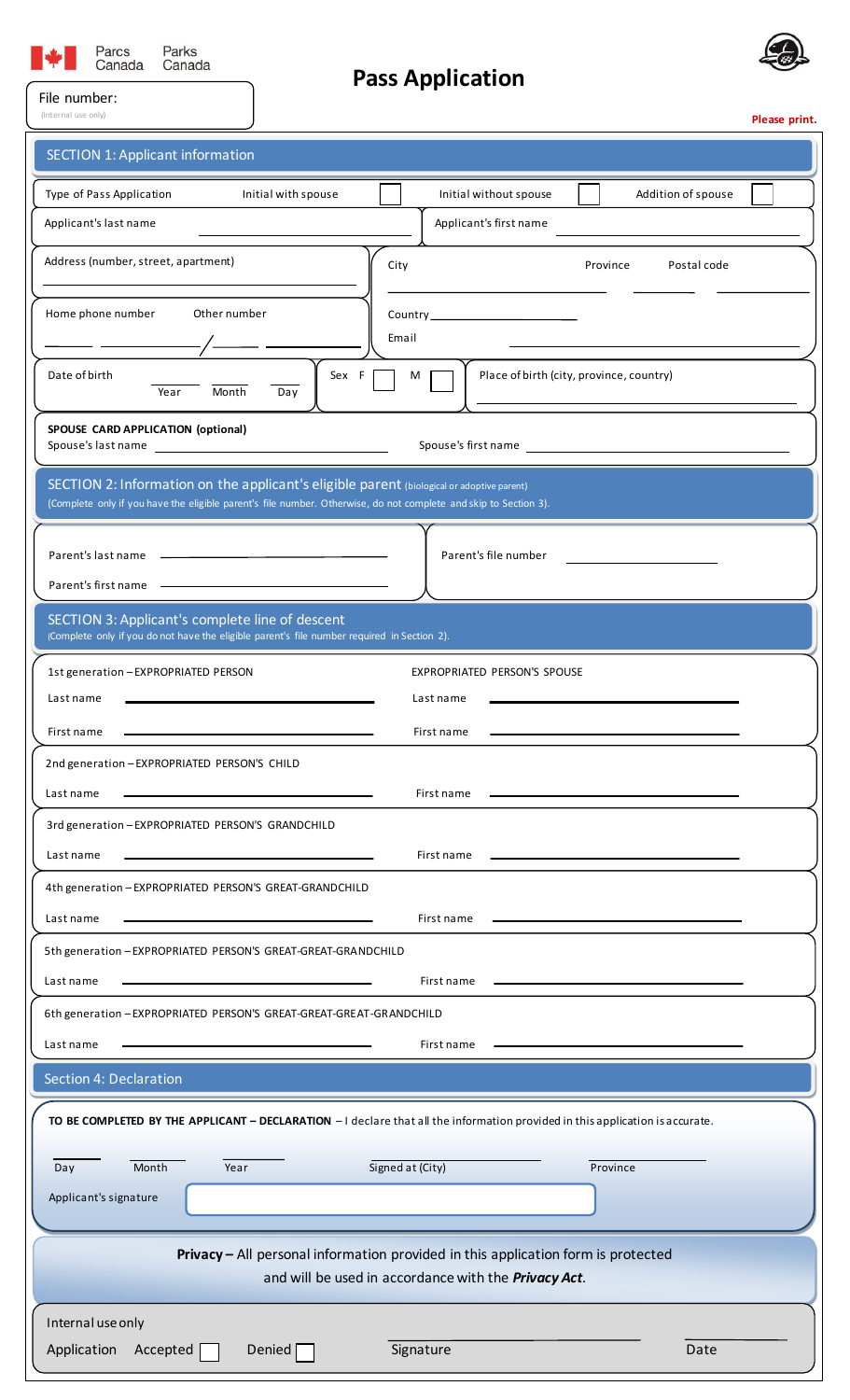Parcs Canada Parks Canada

# Pass Application

File number:
(Internal use only)

**Please print.**

## SECTION 1: Applicant information

Type of Pass Application   Initial with spouse ☐   Initial without spouse ☐   Addition of spouse ☐

Applicant's last name ______________________   Applicant's first name ______________________

Address (number, street, apartment) ______________________

City ______________________   Province ____________   Postal code ____________

Home phone number   Other number
______ / ______ ______

Country ______________________

Email ______________________

Date of birth ______ Year ______ Month ______ Day

Sex F ☐ M ☐

Place of birth (city, province, country) ______________________

**SPOUSE CARD APPLICATION (optional)**

Spouse's last name ______________________   Spouse's first name ______________________

## SECTION 2: Information on the applicant's eligible parent (biological or adoptive parent)

(Complete only if you have the eligible parent's file number. Otherwise, do not complete and skip to Section 3).

Parent's last name ______________________

Parent's first name ______________________

Parent's file number ______________________

## SECTION 3: Applicant's complete line of descent

(Complete only if you do not have the eligible parent's file number required in Section 2).

1st generation – EXPROPRIATED PERSON
Last name ______________________
First name ______________________

EXPROPRIATED PERSON'S SPOUSE
Last name ______________________
First name ______________________

2nd generation – EXPROPRIATED PERSON'S CHILD
Last name ______________________   First name ______________________

3rd generation – EXPROPRIATED PERSON'S GRANDCHILD
Last name ______________________   First name ______________________

4th generation – EXPROPRIATED PERSON'S GREAT-GRANDCHILD
Last name ______________________   First name ______________________

5th generation – EXPROPRIATED PERSON'S GREAT-GREAT-GRANDCHILD
Last name ______________________   First name ______________________

6th generation – EXPROPRIATED PERSON'S GREAT-GREAT-GREAT-GRANDCHILD
Last name ______________________   First name ______________________

## Section 4: Declaration

**TO BE COMPLETED BY THE APPLICANT – DECLARATION** – I declare that all the information provided in this application is accurate.

______ Day ______ Month ______ Year   Signed at (City) ______________________   Province ______________________

Applicant's signature ______________________

**Privacy –** All personal information provided in this application form is protected and will be used in accordance with the ***Privacy Act***.

Internal use only

Application   Accepted ☐   Denied ☐   Signature ______________________   Date ____________